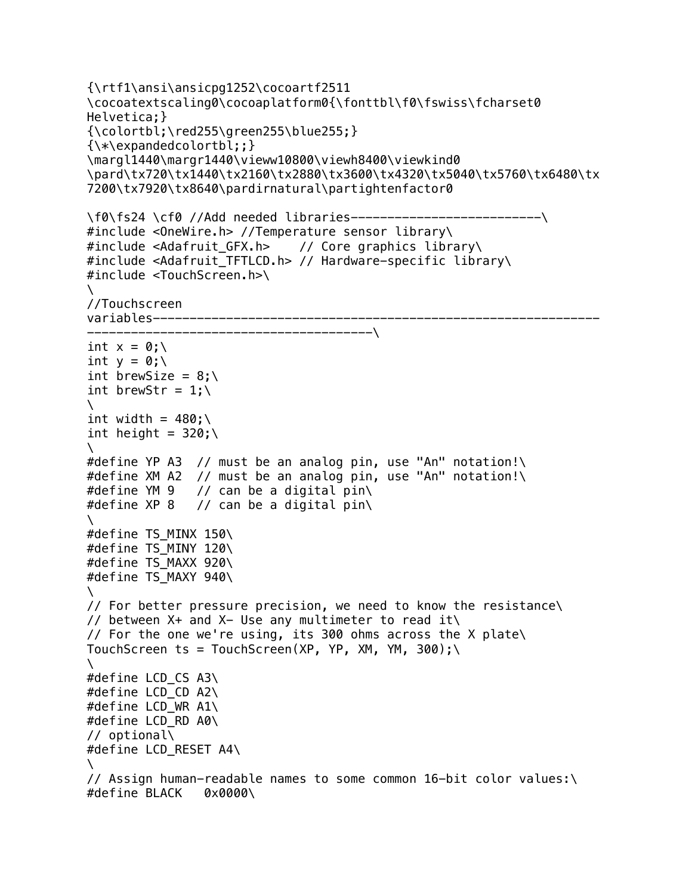```
{\rtf1\ansi\ansicpg1252\cocoartf2511
\cocoatextscaling0\cocoaplatform0{\fonttbl\f0\fswiss\fcharset0
Helvetica;}
{\colortbl;\red255\green255\blue255;}
{\*\expandedcolortbl;;}
\margl1440\margr1440\vieww10800\viewh8400\viewkind0
\pard\tx720\tx1440\tx2160\tx2880\tx3600\tx4320\tx5040\tx5760\tx6480\tx
7200\tx7920\tx8640\pardirnatural\partightenfactor0

\f0\fs24 \cf0 //Add needed libraries--------------------------\
#include <OneWire.h> //Temperature sensor library\
#include <Adafruit_GFX.h>    // Core graphics library\
#include <Adafruit_TFTLCD.h> // Hardware-specific library\
#include <TouchScreen.h>\
\
//Touchscreen
variables-------------------------------------------------------------
--------------------------------------\
int x = 0;\
int y = 0;\
int brewSize = 8;\
int brewStr = 1;\
\
int width = 480;\
int height = 320;\
\
#define YP A3  // must be an analog pin, use "An" notation!\
#define XM A2  // must be an analog pin, use "An" notation!\
#define YM 9   // can be a digital pin\
#define XP 8   // can be a digital pin\
\
#define TS_MINX 150\
#define TS_MINY 120\
#define TS_MAXX 920\
#define TS_MAXY 940\
\
// For better pressure precision, we need to know the resistance\
// between X+ and X- Use any multimeter to read it\
// For the one we're using, its 300 ohms across the X plate\
TouchScreen ts = TouchScreen(XP, YP, XM, YM, 300);\
\
#define LCD_CS A3\
#define LCD_CD A2\
#define LCD_WR A1\
#define LCD_RD A0\
// optional\
#define LCD_RESET A4\
\
// Assign human-readable names to some common 16-bit color values:\
#define BLACK   0x0000\
```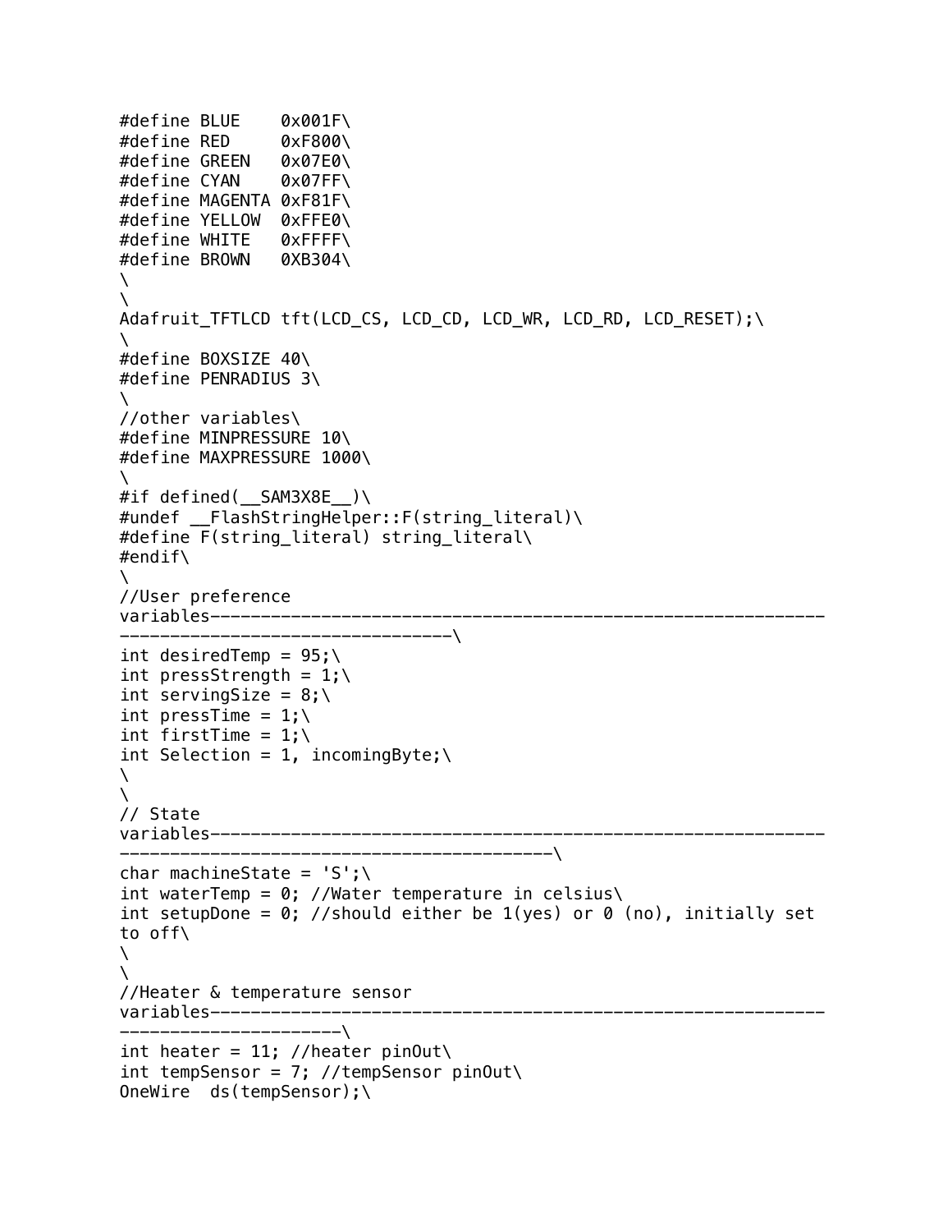```
#define BLUE    0x001F\
#define RED     0xF800\
#define GREEN   0x07E0\
#define CYAN    0x07FF\
#define MAGENTA 0xF81F\
#define YELLOW  0xFFE0\
#define WHITE   0xFFFF\
#define BROWN   0XB304\
\
\
Adafruit_TFTLCD tft(LCD_CS, LCD_CD, LCD_WR, LCD_RD, LCD_RESET);\
\
#define BOXSIZE 40\
#define PENRADIUS 3\
\
//other variables\
#define MINPRESSURE 10\
#define MAXPRESSURE 1000\
\
#if defined(__SAM3X8E__)\
#undef __FlashStringHelper::F(string_literal)\
#define F(string_literal) string_literal\
#endif\
\
//User preference
variables--------------------------------------------------------------
---------------------------------\
int desiredTemp = 95;\
int pressStrength = 1;\
int servingSize = 8;\
int pressTime = 1;\
int firstTime = 1;\
int Selection = 1, incomingByte;\
\
\
// State
variables--------------------------------------------------------------
-----------------------------------------\
char machineState = 'S';\
int waterTemp = 0; //Water temperature in celsius\
int setupDone = 0; //should either be 1(yes) or 0 (no), initially set
to off\
\
\
//Heater & temperature sensor
variables--------------------------------------------------------------
----------------------\
int heater = 11; //heater pinOut\
int tempSensor = 7; //tempSensor pinOut\
OneWire  ds(tempSensor);\
```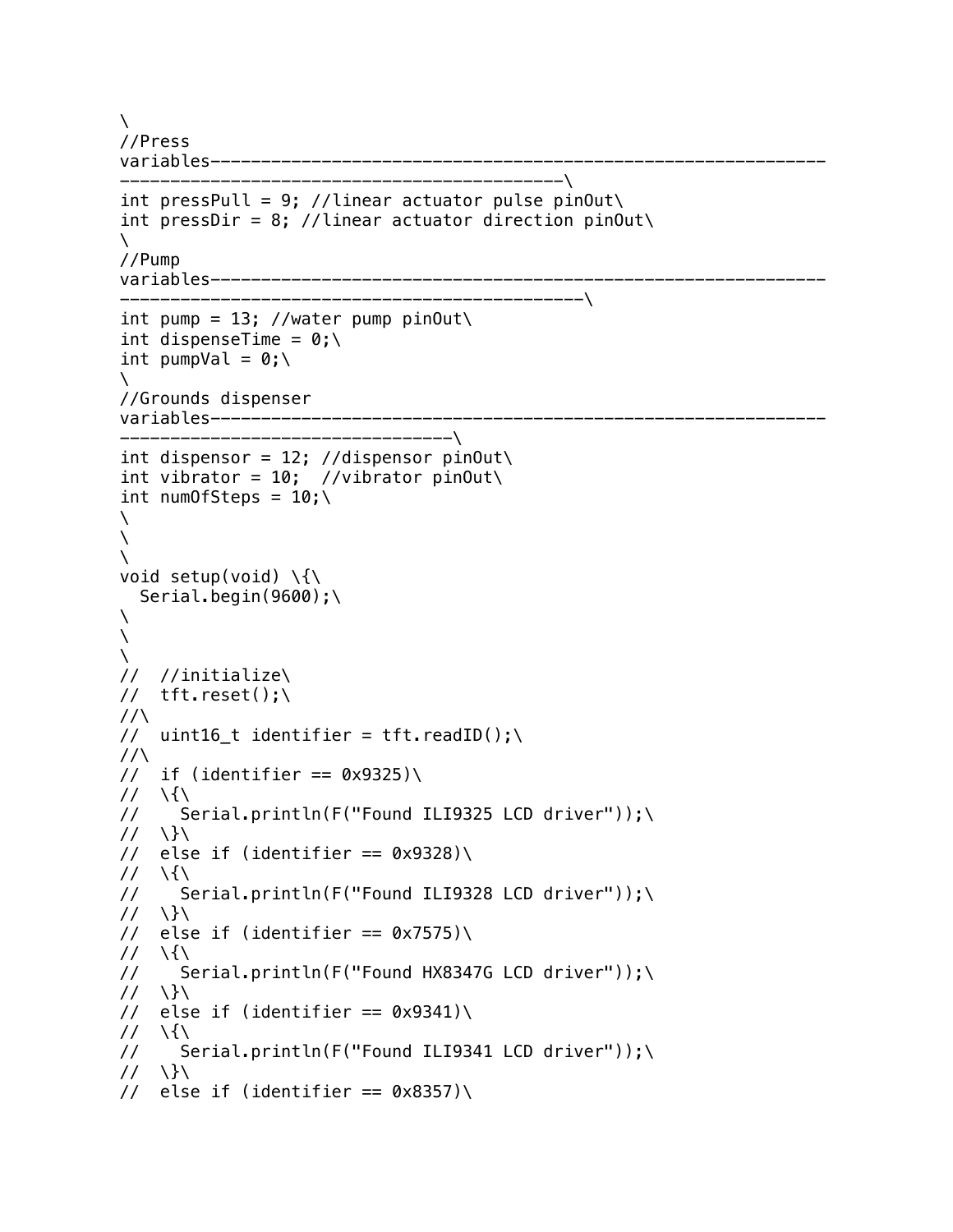```
\
//Press
variables--------------------------------------------------------------
-------------------------------------------\
int pressPull = 9; //linear actuator pulse pinOut\
int pressDir = 8; //linear actuator direction pinOut\
\
//Pump
variables--------------------------------------------------------------
---------------------------------------------\
int pump = 13; //water pump pinOut\
int dispenseTime = 0;\
int pumpVal = 0;\
\
//Grounds dispenser
variables--------------------------------------------------------------
--------------------------------\
int dispensor = 12; //dispensor pinOut\
int vibrator = 10;  //vibrator pinOut\
int numOfSteps = 10;\
\
\
\
void setup(void) \{\
  Serial.begin(9600);\
\
\
\
//  //initialize\
//  tft.reset();\
//\
//  uint16_t identifier = tft.readID();\
//\
//  if (identifier == 0x9325)\
//  \{\
//    Serial.println(F("Found ILI9325 LCD driver"));\
//  \}\
//  else if (identifier == 0x9328)\
//  \{\
//    Serial.println(F("Found ILI9328 LCD driver"));\
//  \}\
//  else if (identifier == 0x7575)\
//  \{\
//    Serial.println(F("Found HX8347G LCD driver"));\
//  \}\
//  else if (identifier == 0x9341)\
//  \{\
//    Serial.println(F("Found ILI9341 LCD driver"));\
//  \}\
//  else if (identifier == 0x8357)\
```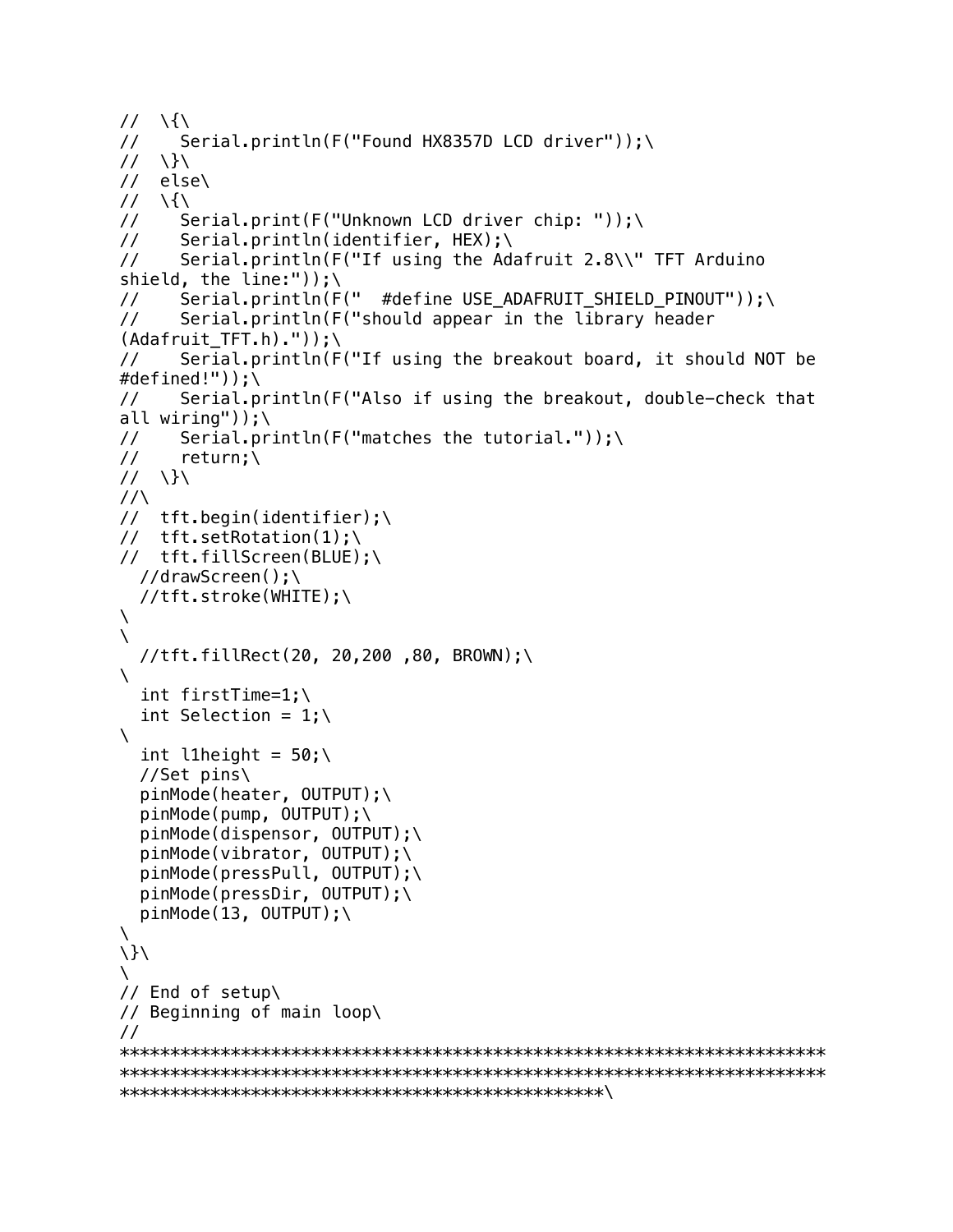```
//  \{\
//    Serial.println(F("Found HX8357D LCD driver"));\
//  \}\
//  else\
//  \{\
//    Serial.print(F("Unknown LCD driver chip: "));\
//    Serial.println(identifier, HEX);\
//    Serial.println(F("If using the Adafruit 2.8\\" TFT Arduino
shield, the line:"));\
//    Serial.println(F("  #define USE_ADAFRUIT_SHIELD_PINOUT"));\
//    Serial.println(F("should appear in the library header
(Adafruit_TFT.h)."));\
//    Serial.println(F("If using the breakout board, it should NOT be
#defined!"));\
//    Serial.println(F("Also if using the breakout, double-check that
all wiring"));\
//    Serial.println(F("matches the tutorial."));\
//    return;\
//  \}\
//\
//  tft.begin(identifier);\
//  tft.setRotation(1);\
//  tft.fillScreen(BLUE);\
  //drawScreen();\
  //tft.stroke(WHITE);\
\
\
  //tft.fillRect(20, 20,200 ,80, BROWN);\
\
  int firstTime=1;\
  int Selection = 1;\
\
  int l1height = 50;\
  //Set pins\
  pinMode(heater, OUTPUT);\
  pinMode(pump, OUTPUT);\
  pinMode(dispensor, OUTPUT);\
  pinMode(vibrator, OUTPUT);\
  pinMode(pressPull, OUTPUT);\
  pinMode(pressDir, OUTPUT);\
  pinMode(13, OUTPUT);\
\
\}\
\
// End of setup\
// Beginning of main loop\
//
************************************************************************
************************************************************************
***********************************************\
```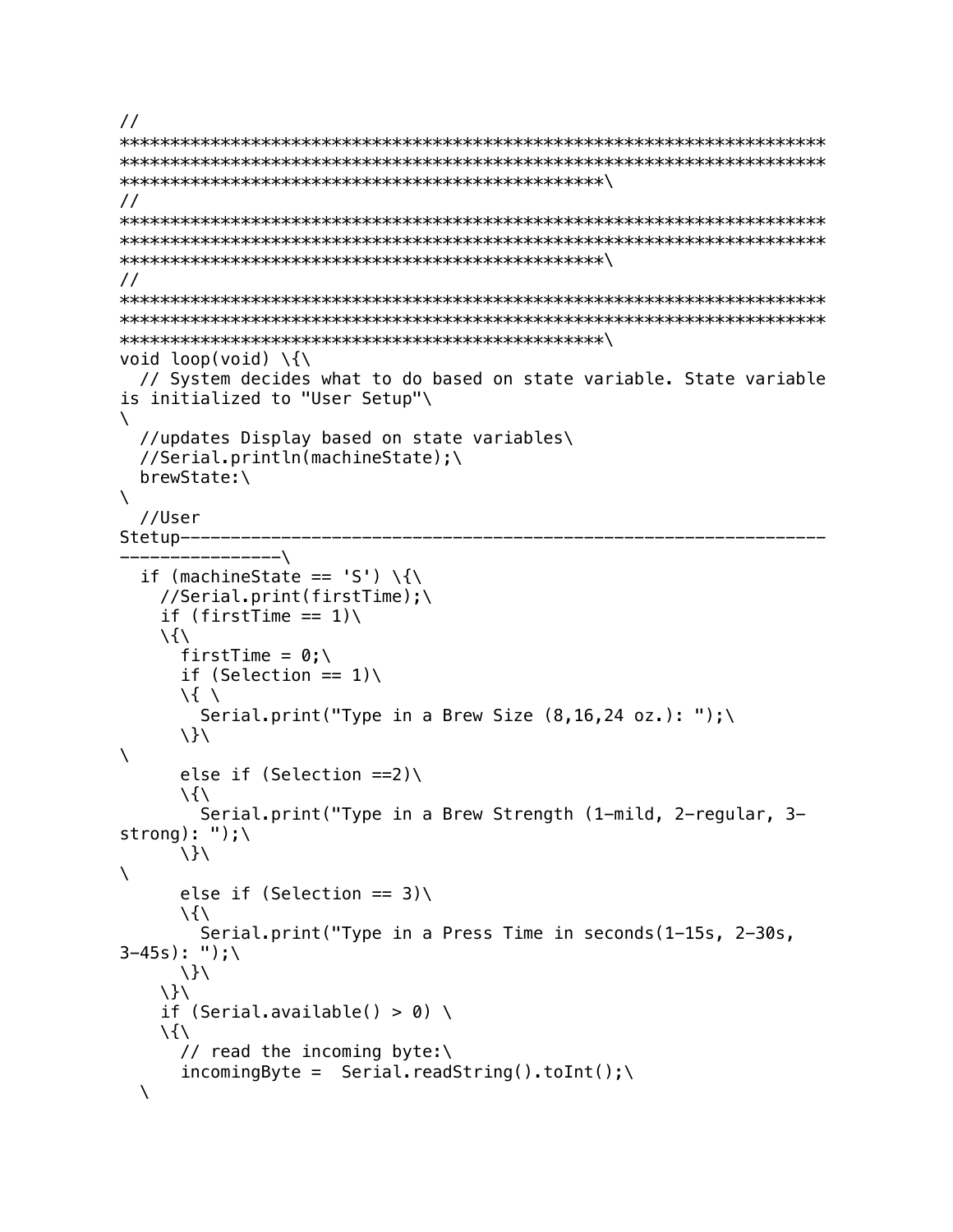```
//
**********************************************************************
**********************************************************************
************************************************\
//
**********************************************************************
**********************************************************************
************************************************\
//
**********************************************************************
**********************************************************************
************************************************\
void loop(void) \{\
  // System decides what to do based on state variable. State variable
is initialized to "User Setup"\
\
  //updates Display based on state variables\
  //Serial.println(machineState);\
  brewState:\
\
  //User
Stetup-----------------------------------------------------------------
----------------\
  if (machineState == 'S') \{\
    //Serial.print(firstTime);\
    if (firstTime == 1)\
    \{\
      firstTime = 0;\
      if (Selection == 1)\
      \{ \
        Serial.print("Type in a Brew Size (8,16,24 oz.): ");\
      \}\
\
      else if (Selection ==2)\
      \{\
        Serial.print("Type in a Brew Strength (1-mild, 2-regular, 3-
strong): ");\
      \}\
\
      else if (Selection == 3)\
      \{\
        Serial.print("Type in a Press Time in seconds(1-15s, 2-30s,
3-45s): ");\
      \}\
    \}\
    if (Serial.available() > 0) \
    \{\
      // read the incoming byte:\
      incomingByte =  Serial.readString().toInt();\
  \
```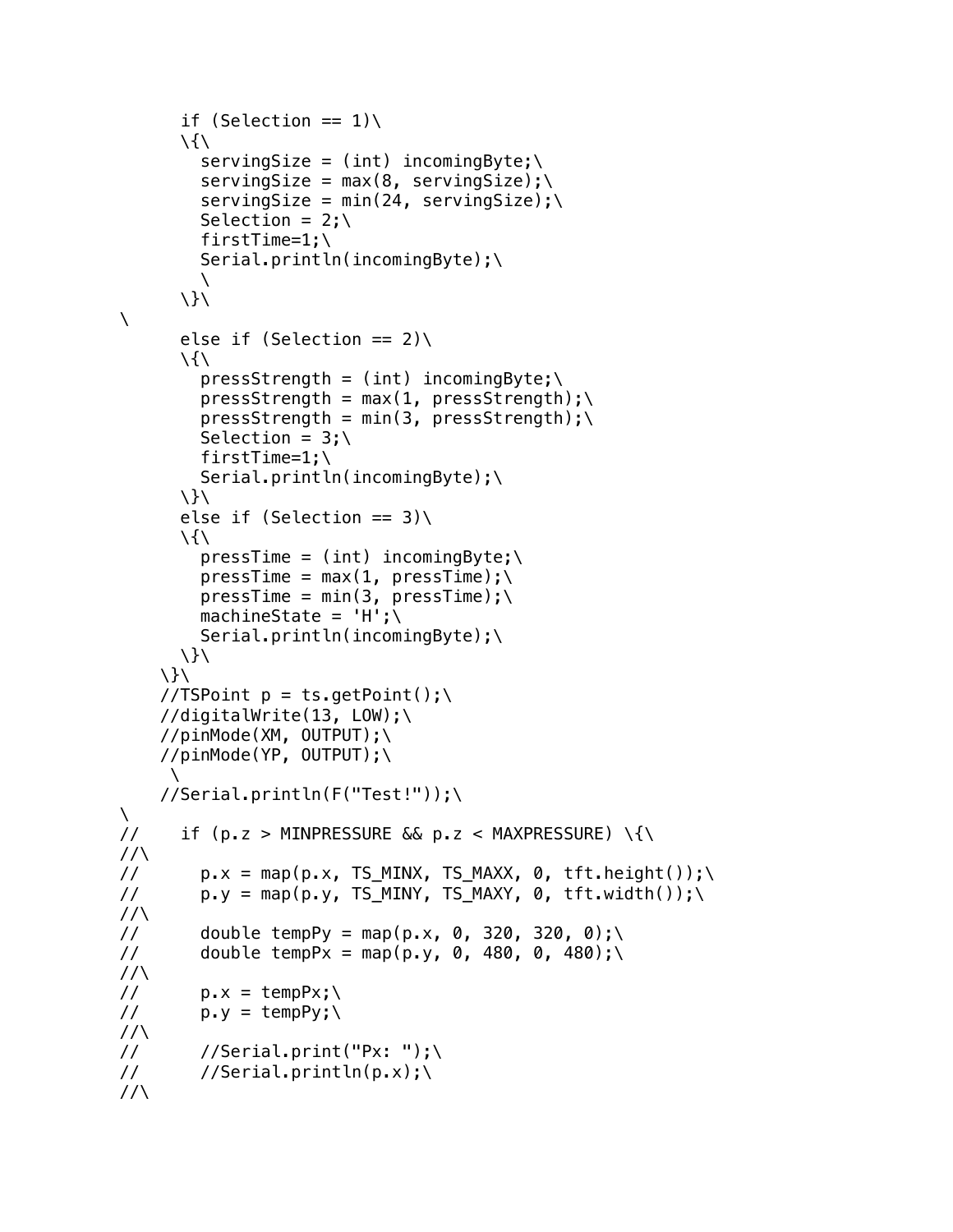```
      if (Selection == 1)\
      \{\
        servingSize = (int) incomingByte;\
        servingSize = max(8, servingSize);\
        servingSize = min(24, servingSize);\
        Selection = 2;\
        firstTime=1;\
        Serial.println(incomingByte);\
        \
      \}\
\
      else if (Selection == 2)\
      \{\
        pressStrength = (int) incomingByte;\
        pressStrength = max(1, pressStrength);\
        pressStrength = min(3, pressStrength);\
        Selection = 3;\
        firstTime=1;\
        Serial.println(incomingByte);\
      \}\
      else if (Selection == 3)\
      \{\
        pressTime = (int) incomingByte;\
        pressTime = max(1, pressTime);\
        pressTime = min(3, pressTime);\
        machineState = 'H';\
        Serial.println(incomingByte);\
      \}\
    \}\
    //TSPoint p = ts.getPoint();\
    //digitalWrite(13, LOW);\
    //pinMode(XM, OUTPUT);\
    //pinMode(YP, OUTPUT);\
     \
    //Serial.println(F("Test!"));\
\
//    if (p.z > MINPRESSURE && p.z < MAXPRESSURE) \{\
//\
//      p.x = map(p.x, TS_MINX, TS_MAXX, 0, tft.height());\
//      p.y = map(p.y, TS_MINY, TS_MAXY, 0, tft.width());\
//\
//      double tempPy = map(p.x, 0, 320, 320, 0);\
//      double tempPx = map(p.y, 0, 480, 0, 480);\
//\
//      p.x = tempPx;\
//      p.y = tempPy;\
//\
//      //Serial.print("Px: ");\
//      //Serial.println(p.x);\
//\
```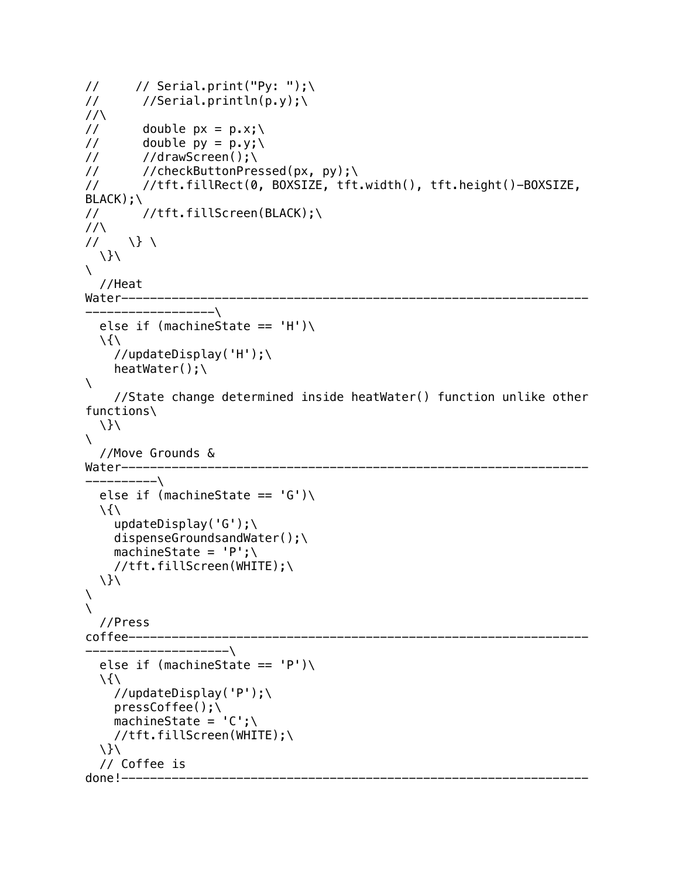```
//     // Serial.print("Py: ");\
//      //Serial.println(p.y);\
//\
//      double px = p.x;\
//      double py = p.y;\
//      //drawScreen();\
//      //checkButtonPressed(px, py);\
//      //tft.fillRect(0, BOXSIZE, tft.width(), tft.height()-BOXSIZE, 
BLACK);\
//      //tft.fillScreen(BLACK);\
//\
//    \} \
  \}\
\
  //Heat 
Water-----------------------------------------------------------------
------------------\
  else if (machineState == 'H')\
  \{\
    //updateDisplay('H');\
    heatWater();\
\
    //State change determined inside heatWater() function unlike other 
functions\
  \}\
\
  //Move Grounds & 
Water-----------------------------------------------------------------
----------\
  else if (machineState == 'G')\
  \{\
    updateDisplay('G');\
    dispenseGroundsandWater();\
    machineState = 'P';\
    //tft.fillScreen(WHITE);\
  \}\
\
\
  //Press 
coffee----------------------------------------------------------------
--------------------\
  else if (machineState == 'P')\
  \{\
    //updateDisplay('P');\
    pressCoffee();\
    machineState = 'C';\
    //tft.fillScreen(WHITE);\
  \}\
  // Coffee is 
done!-----------------------------------------------------------------
```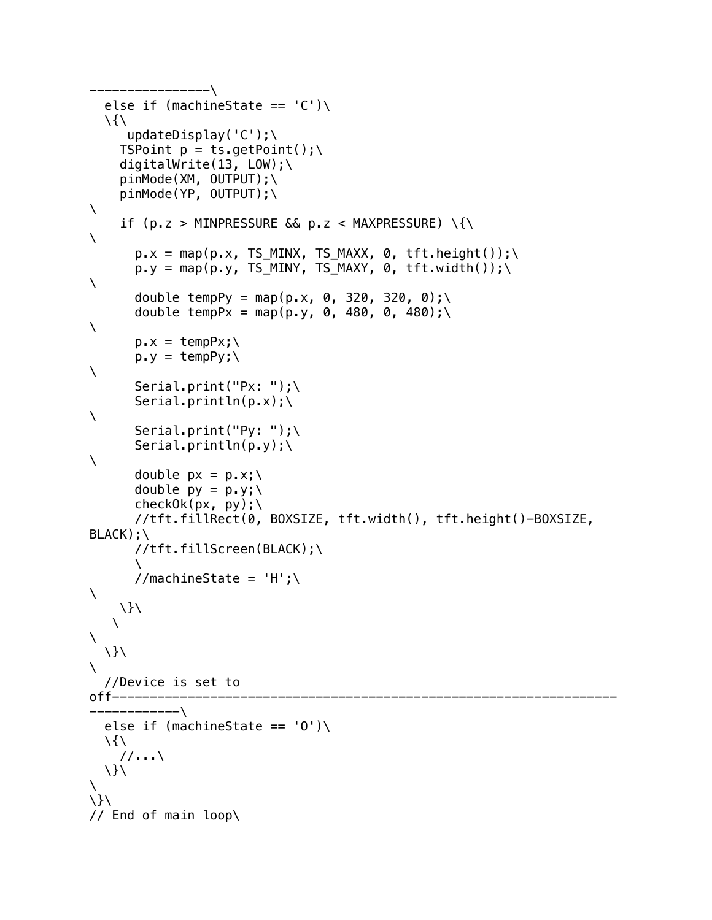```
----------------\
  else if (machineState == 'C')\
  \{\
     updateDisplay('C');\
    TSPoint p = ts.getPoint();\
    digitalWrite(13, LOW);\
    pinMode(XM, OUTPUT);\
    pinMode(YP, OUTPUT);\
\
    if (p.z > MINPRESSURE && p.z < MAXPRESSURE) \{\
\
      p.x = map(p.x, TS_MINX, TS_MAXX, 0, tft.height());\
      p.y = map(p.y, TS_MINY, TS_MAXY, 0, tft.width());\
\
      double tempPy = map(p.x, 0, 320, 320, 0);\
      double tempPx = map(p.y, 0, 480, 0, 480);\
\
      p.x = tempPx;\
      p.y = tempPy;\
\
      Serial.print("Px: ");\
      Serial.println(p.x);\
\
      Serial.print("Py: ");\
      Serial.println(p.y);\
\
      double px = p.x;\
      double py = p.y;\
      checkOk(px, py);\
      //tft.fillRect(0, BOXSIZE, tft.width(), tft.height()-BOXSIZE,
BLACK);\
      //tft.fillScreen(BLACK);\
      \
      //machineState = 'H';\
\
    \}\
   \
\
  \}\
\
  //Device is set to
off-----------------------------------------------------------------------
------------\
  else if (machineState == 'O')\
  \{\
    //...\
  \}\
\
\}\
// End of main loop\
```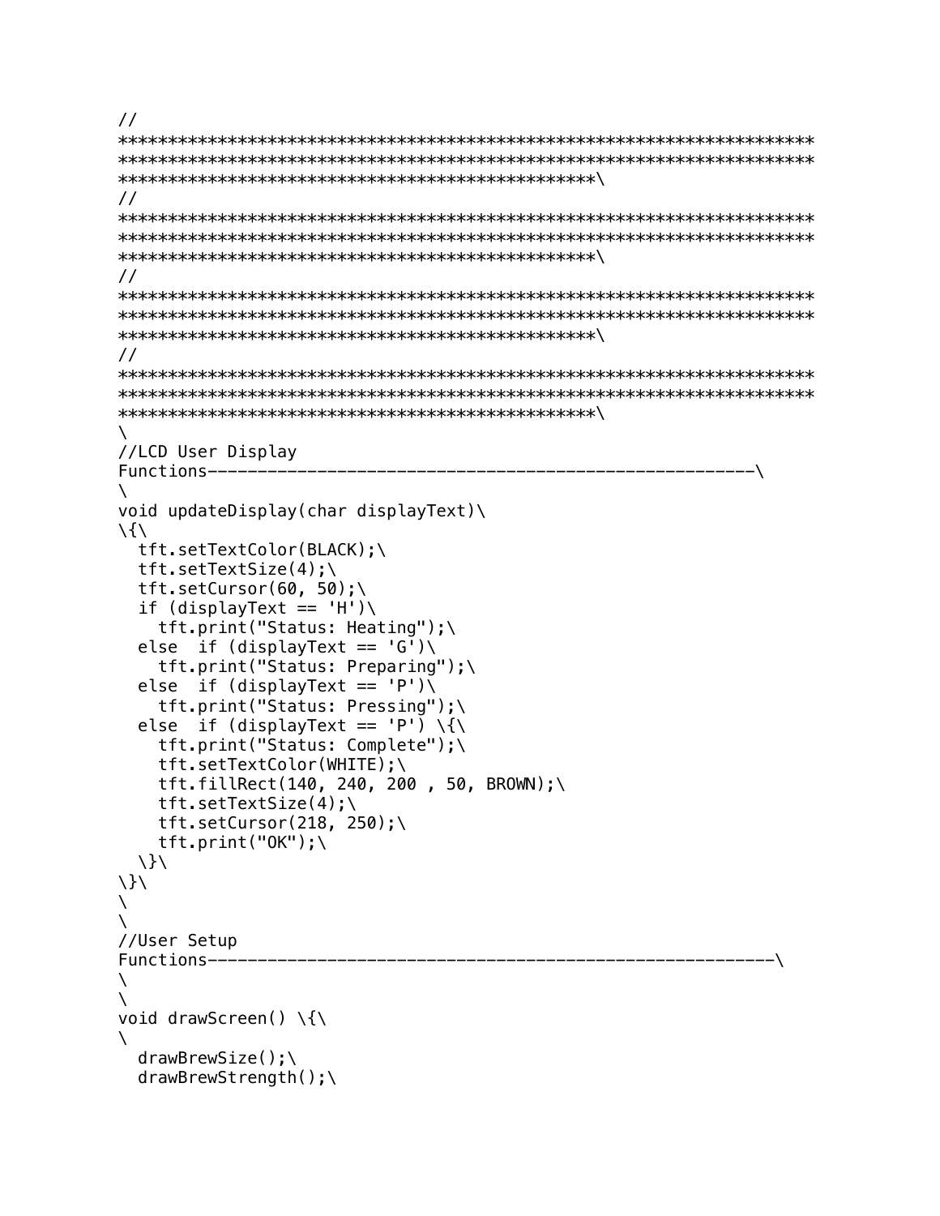```
//
************************************************************************
************************************************************************
************************************************\
//
************************************************************************
************************************************************************
************************************************\
//
************************************************************************
************************************************************************
************************************************\
//
************************************************************************
************************************************************************
************************************************\
\
//LCD User Display
Functions--------------------------------------------------------\
\
void updateDisplay(char displayText)\
\{\
  tft.setTextColor(BLACK);\
  tft.setTextSize(4);\
  tft.setCursor(60, 50);\
  if (displayText == 'H')\
    tft.print("Status: Heating");\
  else  if (displayText == 'G')\
    tft.print("Status: Preparing");\
  else  if (displayText == 'P')\
    tft.print("Status: Pressing");\
  else  if (displayText == 'P') \{\
    tft.print("Status: Complete");\
    tft.setTextColor(WHITE);\
    tft.fillRect(140, 240, 200 , 50, BROWN);\
    tft.setTextSize(4);\
    tft.setCursor(218, 250);\
    tft.print("OK");\
  \}\
\}\
\
\
//User Setup
Functions----------------------------------------------------------\
\
\
void drawScreen() \{\
\
  drawBrewSize();\
  drawBrewStrength();\
```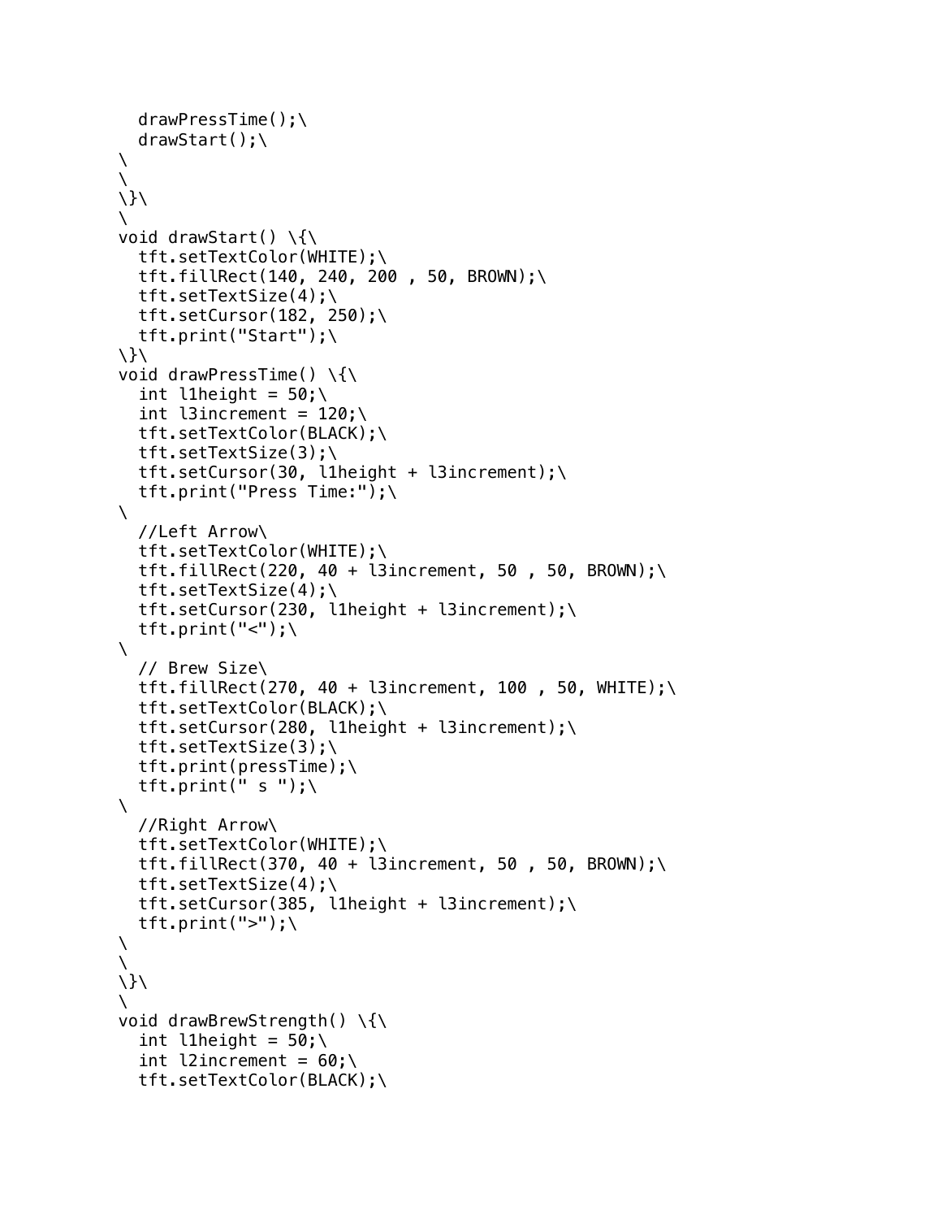```
  drawPressTime();\
  drawStart();\
\
\
\}\
\
void drawStart() \{\
  tft.setTextColor(WHITE);\
  tft.fillRect(140, 240, 200 , 50, BROWN);\
  tft.setTextSize(4);\
  tft.setCursor(182, 250);\
  tft.print("Start");\
\}\
void drawPressTime() \{\
  int l1height = 50;\
  int l3increment = 120;\
  tft.setTextColor(BLACK);\
  tft.setTextSize(3);\
  tft.setCursor(30, l1height + l3increment);\
  tft.print("Press Time:");\
\
  //Left Arrow\
  tft.setTextColor(WHITE);\
  tft.fillRect(220, 40 + l3increment, 50 , 50, BROWN);\
  tft.setTextSize(4);\
  tft.setCursor(230, l1height + l3increment);\
  tft.print("<");\
\
  // Brew Size\
  tft.fillRect(270, 40 + l3increment, 100 , 50, WHITE);\
  tft.setTextColor(BLACK);\
  tft.setCursor(280, l1height + l3increment);\
  tft.setTextSize(3);\
  tft.print(pressTime);\
  tft.print(" s ");\
\
  //Right Arrow\
  tft.setTextColor(WHITE);\
  tft.fillRect(370, 40 + l3increment, 50 , 50, BROWN);\
  tft.setTextSize(4);\
  tft.setCursor(385, l1height + l3increment);\
  tft.print(">");\
\
\
\}\
\
void drawBrewStrength() \{\
  int l1height = 50;\
  int l2increment = 60;\
  tft.setTextColor(BLACK);\
```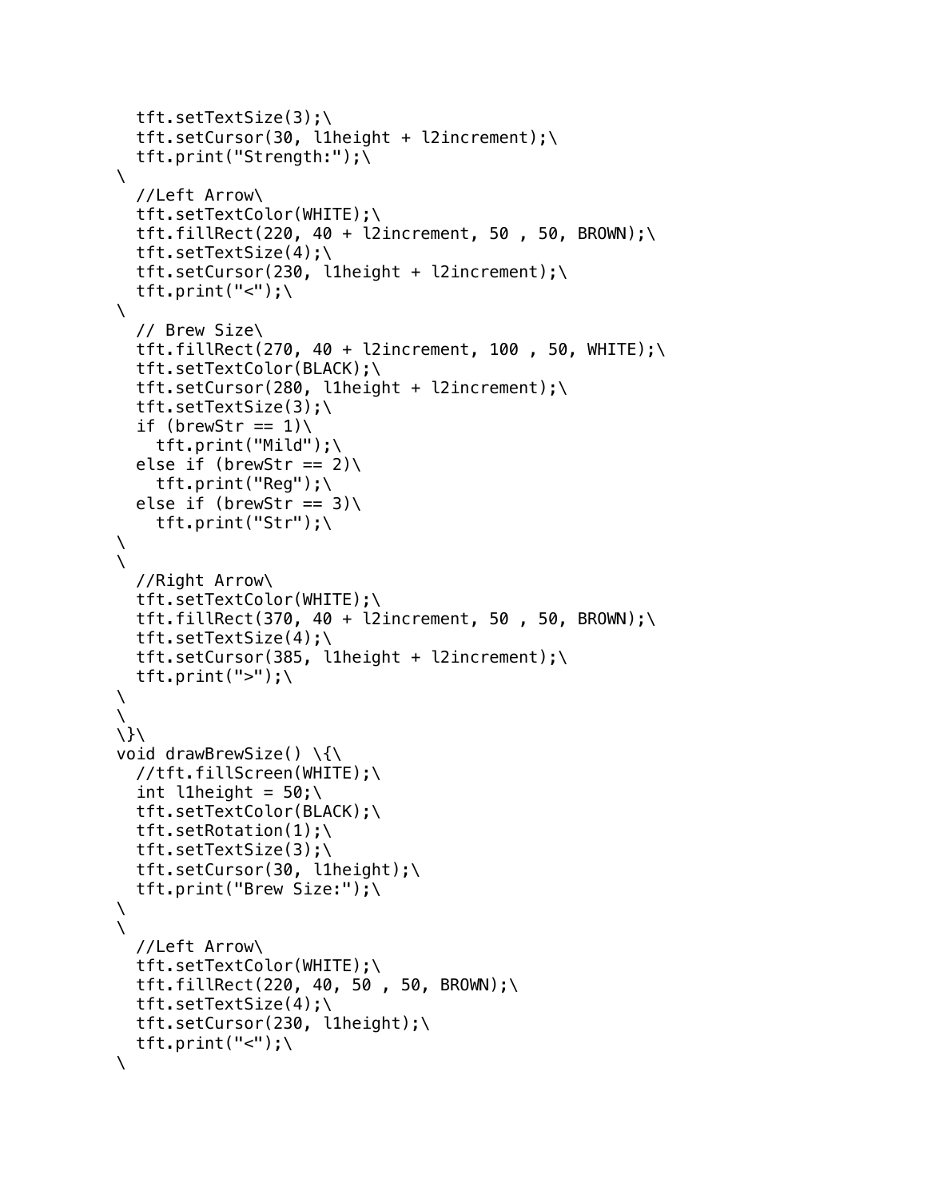```
  tft.setTextSize(3);\
  tft.setCursor(30, l1height + l2increment);\
  tft.print("Strength:");\
\
  //Left Arrow\
  tft.setTextColor(WHITE);\
  tft.fillRect(220, 40 + l2increment, 50 , 50, BROWN);\
  tft.setTextSize(4);\
  tft.setCursor(230, l1height + l2increment);\
  tft.print("<");\
\
  // Brew Size\
  tft.fillRect(270, 40 + l2increment, 100 , 50, WHITE);\
  tft.setTextColor(BLACK);\
  tft.setCursor(280, l1height + l2increment);\
  tft.setTextSize(3);\
  if (brewStr == 1)\
    tft.print("Mild");\
  else if (brewStr == 2)\
    tft.print("Reg");\
  else if (brewStr == 3)\
    tft.print("Str");\
\
\
  //Right Arrow\
  tft.setTextColor(WHITE);\
  tft.fillRect(370, 40 + l2increment, 50 , 50, BROWN);\
  tft.setTextSize(4);\
  tft.setCursor(385, l1height + l2increment);\
  tft.print(">");\
\
\
\}\
void drawBrewSize() \{\
  //tft.fillScreen(WHITE);\
  int l1height = 50;\
  tft.setTextColor(BLACK);\
  tft.setRotation(1);\
  tft.setTextSize(3);\
  tft.setCursor(30, l1height);\
  tft.print("Brew Size:");\
\
\
  //Left Arrow\
  tft.setTextColor(WHITE);\
  tft.fillRect(220, 40, 50 , 50, BROWN);\
  tft.setTextSize(4);\
  tft.setCursor(230, l1height);\
  tft.print("<");\
\
```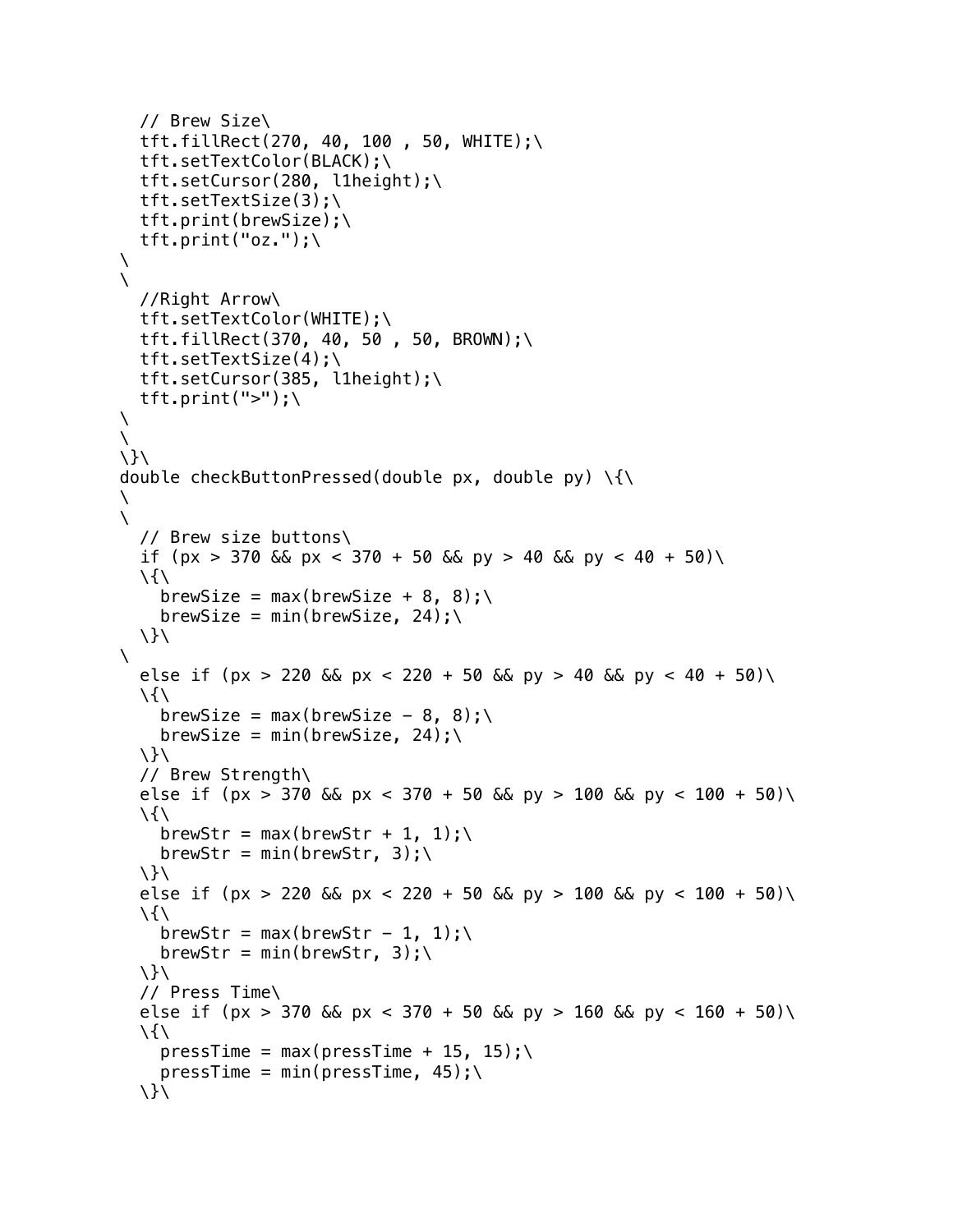```
  // Brew Size\
  tft.fillRect(270, 40, 100 , 50, WHITE);\
  tft.setTextColor(BLACK);\
  tft.setCursor(280, l1height);\
  tft.setTextSize(3);\
  tft.print(brewSize);\
  tft.print("oz.");\
\
\
  //Right Arrow\
  tft.setTextColor(WHITE);\
  tft.fillRect(370, 40, 50 , 50, BROWN);\
  tft.setTextSize(4);\
  tft.setCursor(385, l1height);\
  tft.print(">");\
\
\
\}\
double checkButtonPressed(double px, double py) \{\
\
\
  // Brew size buttons\
  if (px > 370 && px < 370 + 50 && py > 40 && py < 40 + 50)\
  \{\
    brewSize = max(brewSize + 8, 8);\
    brewSize = min(brewSize, 24);\
  \}\
\
  else if (px > 220 && px < 220 + 50 && py > 40 && py < 40 + 50)\
  \{\
    brewSize = max(brewSize - 8, 8);\
    brewSize = min(brewSize, 24);\
  \}\
  // Brew Strength\
  else if (px > 370 && px < 370 + 50 && py > 100 && py < 100 + 50)\
  \{\
    brewStr = max(brewStr + 1, 1);\
    brewStr = min(brewStr, 3);\
  \}\
  else if (px > 220 && px < 220 + 50 && py > 100 && py < 100 + 50)\
  \{\
    brewStr = max(brewStr - 1, 1);\
    brewStr = min(brewStr, 3);\
  \}\
  // Press Time\
  else if (px > 370 && px < 370 + 50 && py > 160 && py < 160 + 50)\
  \{\
    pressTime = max(pressTime + 15, 15);\
    pressTime = min(pressTime, 45);\
  \}\
```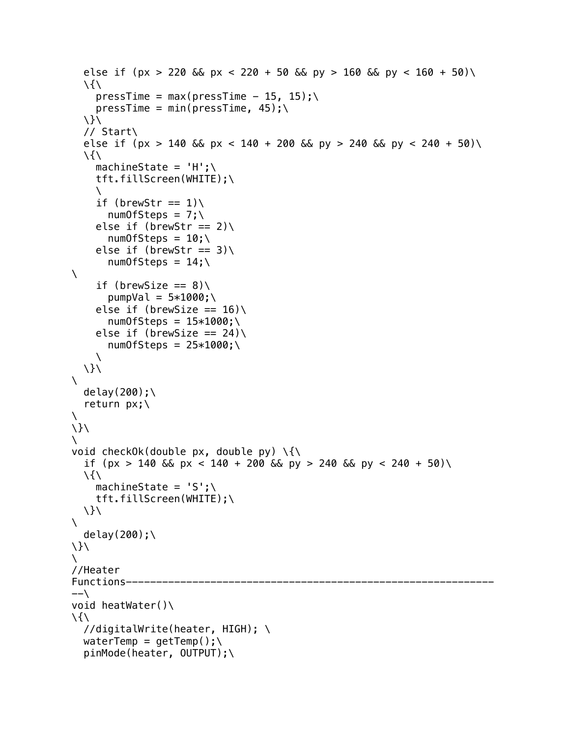```
  else if (px > 220 && px < 220 + 50 && py > 160 && py < 160 + 50)\
  \{\
    pressTime = max(pressTime - 15, 15);\
    pressTime = min(pressTime, 45);\
  \}\
  // Start\
  else if (px > 140 && px < 140 + 200 && py > 240 && py < 240 + 50)\
  \{\
    machineState = 'H';\
    tft.fillScreen(WHITE);\
    \
    if (brewStr == 1)\
      numOfSteps = 7;\
    else if (brewStr == 2)\
      numOfSteps = 10;\
    else if (brewStr == 3)\
      numOfSteps = 14;\
\
    if (brewSize == 8)\
      pumpVal = 5*1000;\
    else if (brewSize == 16)\
      numOfSteps = 15*1000;\
    else if (brewSize == 24)\
      numOfSteps = 25*1000;\
    \
  \}\
\
  delay(200);\
  return px;\
\
\}\
\
void checkOk(double px, double py) \{\
  if (px > 140 && px < 140 + 200 && py > 240 && py < 240 + 50)\
  \{\
    machineState = 'S';\
    tft.fillScreen(WHITE);\
  \}\
\
  delay(200);\
\}\
\
//Heater
Functions--------------------------------------------------------------
--\
void heatWater()\
\{\
  //digitalWrite(heater, HIGH); \
  waterTemp = getTemp();\
  pinMode(heater, OUTPUT);\
```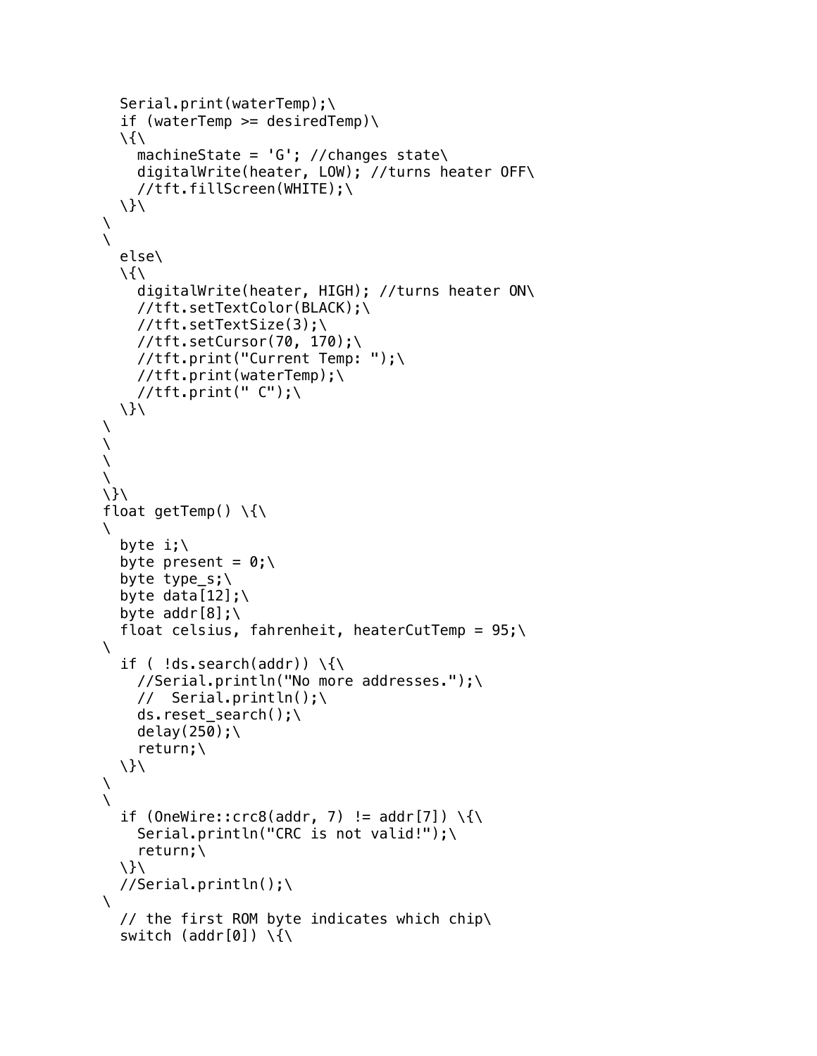```
  Serial.print(waterTemp);\
  if (waterTemp >= desiredTemp)\
  \{\
    machineState = 'G'; //changes state\
    digitalWrite(heater, LOW); //turns heater OFF\
    //tft.fillScreen(WHITE);\
  \}\
\
\
  else\
  \{\
    digitalWrite(heater, HIGH); //turns heater ON\
    //tft.setTextColor(BLACK);\
    //tft.setTextSize(3);\
    //tft.setCursor(70, 170);\
    //tft.print("Current Temp: ");\
    //tft.print(waterTemp);\
    //tft.print(" C");\
  \}\
\
\
\
\
\}\
float getTemp() \{\
\
  byte i;\
  byte present = 0;\
  byte type_s;\
  byte data[12];\
  byte addr[8];\
  float celsius, fahrenheit, heaterCutTemp = 95;\
\
  if ( !ds.search(addr)) \{\
    //Serial.println("No more addresses.");\
    //  Serial.println();\
    ds.reset_search();\
    delay(250);\
    return;\
  \}\
\
\
  if (OneWire::crc8(addr, 7) != addr[7]) \{\
    Serial.println("CRC is not valid!");\
    return;\
  \}\
  //Serial.println();\
\
  // the first ROM byte indicates which chip\
  switch (addr[0]) \{\
```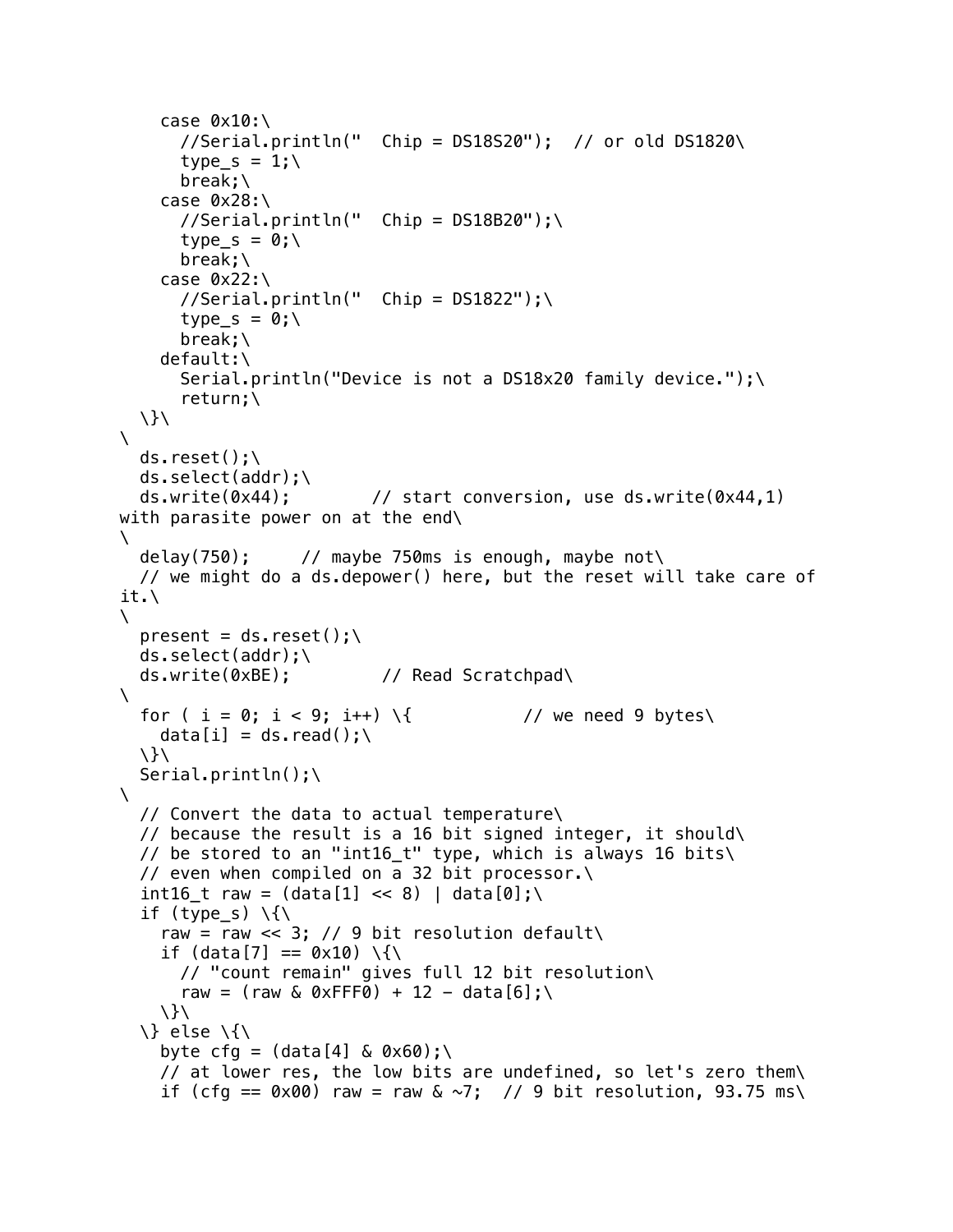```
    case 0x10:\
      //Serial.println("  Chip = DS18S20");  // or old DS1820\
      type_s = 1;\
      break;\
    case 0x28:\
      //Serial.println("  Chip = DS18B20");\
      type_s = 0;\
      break;\
    case 0x22:\
      //Serial.println("  Chip = DS1822");\
      type_s = 0;\
      break;\
    default:\
      Serial.println("Device is not a DS18x20 family device.");\
      return;\
  \}\
\
  ds.reset();\
  ds.select(addr);\
  ds.write(0x44);        // start conversion, use ds.write(0x44,1)
with parasite power on at the end\
\
  delay(750);     // maybe 750ms is enough, maybe not\
  // we might do a ds.depower() here, but the reset will take care of
it.\
\
  present = ds.reset();\
  ds.select(addr);\
  ds.write(0xBE);         // Read Scratchpad\
\
  for ( i = 0; i < 9; i++) \{           // we need 9 bytes\
    data[i] = ds.read();\
  \}\
  Serial.println();\
\
  // Convert the data to actual temperature\
  // because the result is a 16 bit signed integer, it should\
  // be stored to an "int16_t" type, which is always 16 bits\
  // even when compiled on a 32 bit processor.\
  int16_t raw = (data[1] << 8) | data[0];\
  if (type_s) \{\
    raw = raw << 3; // 9 bit resolution default\
    if (data[7] == 0x10) \{\
      // "count remain" gives full 12 bit resolution\
      raw = (raw & 0xFFF0) + 12 - data[6];\
    \}\
  \} else \{\
    byte cfg = (data[4] & 0x60);\
    // at lower res, the low bits are undefined, so let's zero them\
    if (cfg == 0x00) raw = raw & ~7;  // 9 bit resolution, 93.75 ms\
```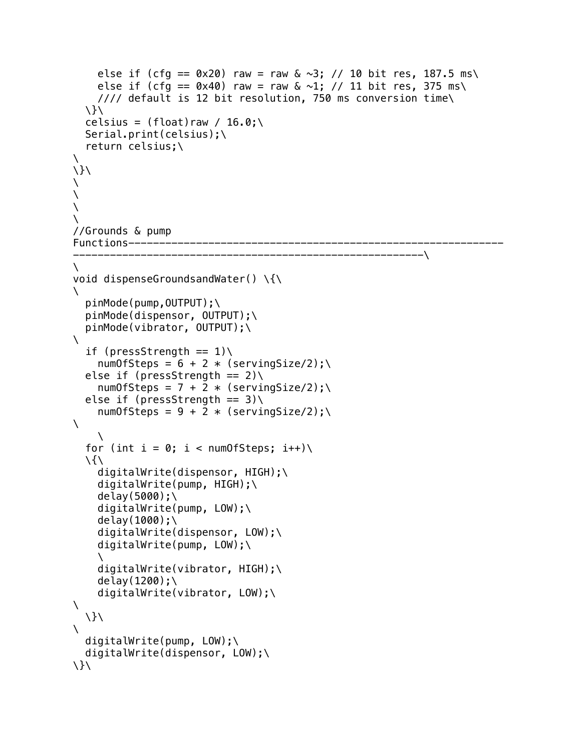```
    else if (cfg == 0x20) raw = raw & ~3; // 10 bit res, 187.5 ms\
    else if (cfg == 0x40) raw = raw & ~1; // 11 bit res, 375 ms\
    //// default is 12 bit resolution, 750 ms conversion time\
  \}\
  celsius = (float)raw / 16.0;\
  Serial.print(celsius);\
  return celsius;\
\
\}\
\
\
\
\
//Grounds & pump
Functions--------------------------------------------------------------
---------------------------------------------------------\
\
void dispenseGroundsandWater() \{\
\
  pinMode(pump,OUTPUT);\
  pinMode(dispensor, OUTPUT);\
  pinMode(vibrator, OUTPUT);\
\
  if (pressStrength == 1)\
    numOfSteps = 6 + 2 * (servingSize/2);\
  else if (pressStrength == 2)\
    numOfSteps = 7 + 2 * (servingSize/2);\
  else if (pressStrength == 3)\
    numOfSteps = 9 + 2 * (servingSize/2);\
\
    \
  for (int i = 0; i < numOfSteps; i++)\
  \{\
    digitalWrite(dispensor, HIGH);\
    digitalWrite(pump, HIGH);\
    delay(5000);\
    digitalWrite(pump, LOW);\
    delay(1000);\
    digitalWrite(dispensor, LOW);\
    digitalWrite(pump, LOW);\
    \
    digitalWrite(vibrator, HIGH);\
    delay(1200);\
    digitalWrite(vibrator, LOW);\
\
  \}\
\
  digitalWrite(pump, LOW);\
  digitalWrite(dispensor, LOW);\
\}\
```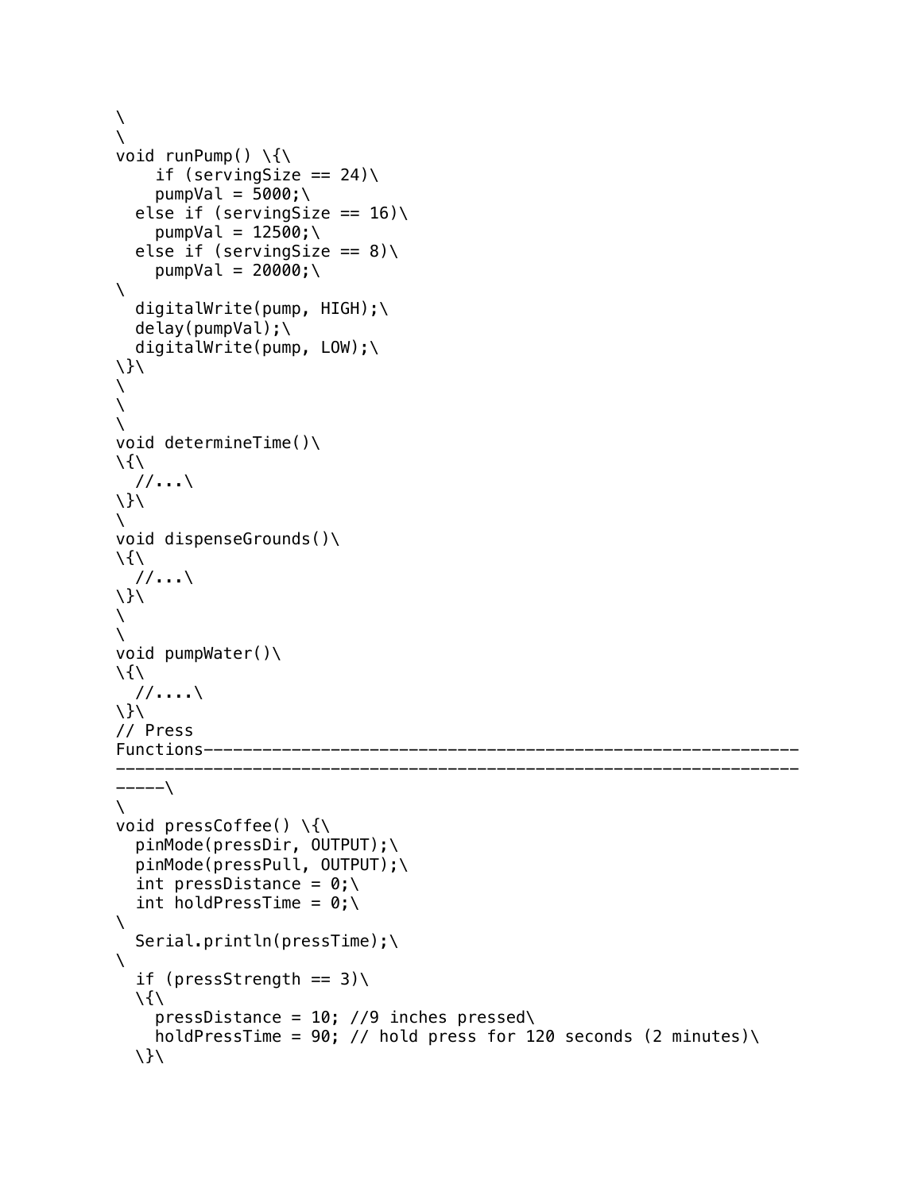```
\
\
void runPump() \{\
    if (servingSize == 24)\
    pumpVal = 5000;\
  else if (servingSize == 16)\
    pumpVal = 12500;\
  else if (servingSize == 8)\
    pumpVal = 20000;\
\
  digitalWrite(pump, HIGH);\
  delay(pumpVal);\
  digitalWrite(pump, LOW);\
\}\
\
\
\
void determineTime()\
\{\
  //...\
\}\
\
void dispenseGrounds()\
\{\
  //...\
\}\
\
\
void pumpWater()\
\{\
  //....\
\}\
// Press
Functions-----------------------------------------------------------
--------------------------------------------------------------------
-----\
\
void pressCoffee() \{\
  pinMode(pressDir, OUTPUT);\
  pinMode(pressPull, OUTPUT);\
  int pressDistance = 0;\
  int holdPressTime = 0;\
\
  Serial.println(pressTime);\
\
  if (pressStrength == 3)\
  \{\
    pressDistance = 10; //9 inches pressed\
    holdPressTime = 90; // hold press for 120 seconds (2 minutes)\
  \}\
```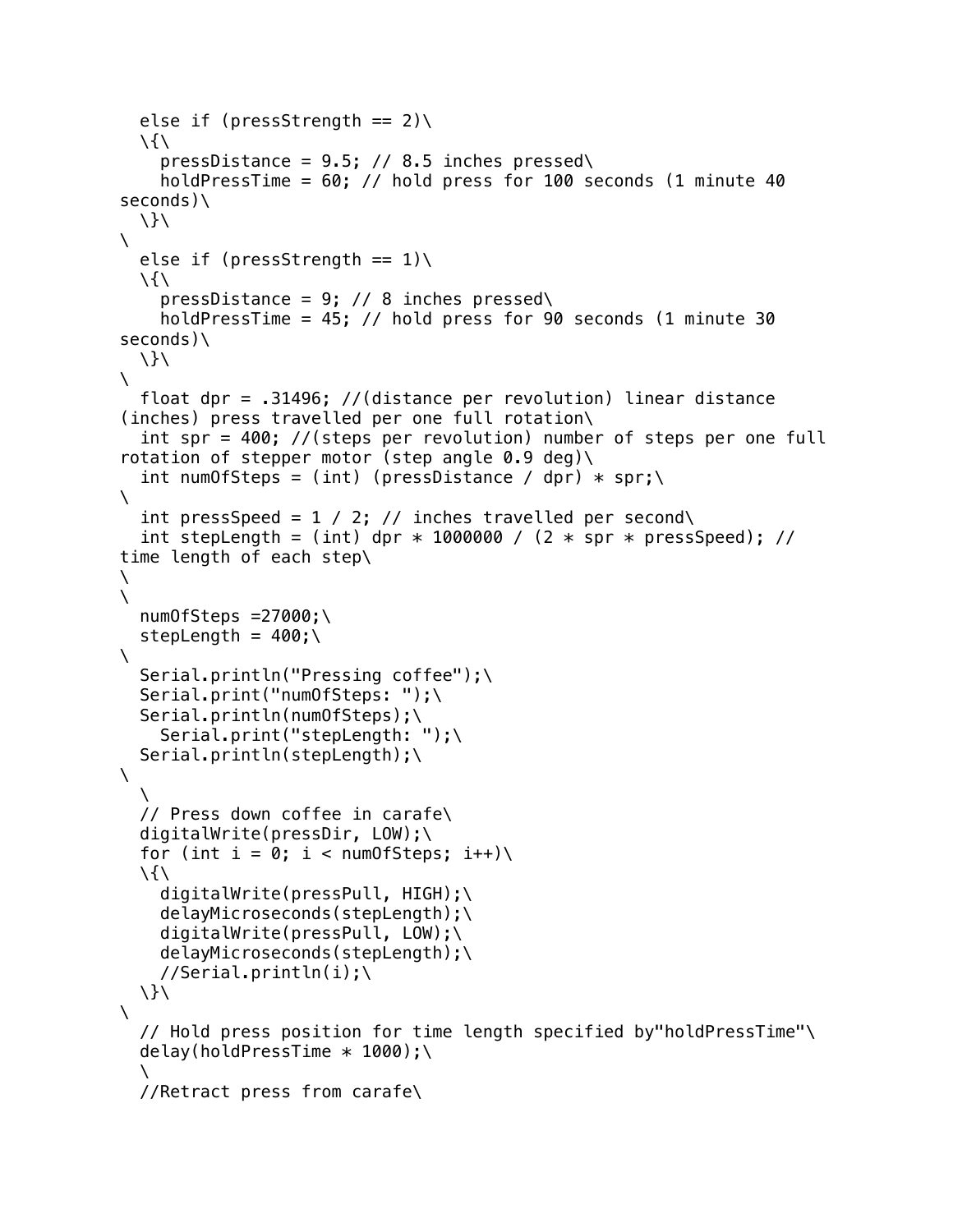```
  else if (pressStrength == 2)\
  \{\
    pressDistance = 9.5; // 8.5 inches pressed\
    holdPressTime = 60; // hold press for 100 seconds (1 minute 40
seconds)\
  \}\
\
  else if (pressStrength == 1)\
  \{\
    pressDistance = 9; // 8 inches pressed\
    holdPressTime = 45; // hold press for 90 seconds (1 minute 30
seconds)\
  \}\
\
  float dpr = .31496; //(distance per revolution) linear distance
(inches) press travelled per one full rotation\
  int spr = 400; //(steps per revolution) number of steps per one full
rotation of stepper motor (step angle 0.9 deg)\
  int numOfSteps = (int) (pressDistance / dpr) * spr;\
\
  int pressSpeed = 1 / 2; // inches travelled per second\
  int stepLength = (int) dpr * 1000000 / (2 * spr * pressSpeed); //
time length of each step\
\
\
  numOfSteps =27000;\
  stepLength = 400;\
\
  Serial.println("Pressing coffee");\
  Serial.print("numOfSteps: ");\
  Serial.println(numOfSteps);\
    Serial.print("stepLength: ");\
  Serial.println(stepLength);\
\
  \
  // Press down coffee in carafe\
  digitalWrite(pressDir, LOW);\
  for (int i = 0; i < numOfSteps; i++)\
  \{\
    digitalWrite(pressPull, HIGH);\
    delayMicroseconds(stepLength);\
    digitalWrite(pressPull, LOW);\
    delayMicroseconds(stepLength);\
    //Serial.println(i);\
  \}\
\
  // Hold press position for time length specified by"holdPressTime"\
  delay(holdPressTime * 1000);\
  \
  //Retract press from carafe\
```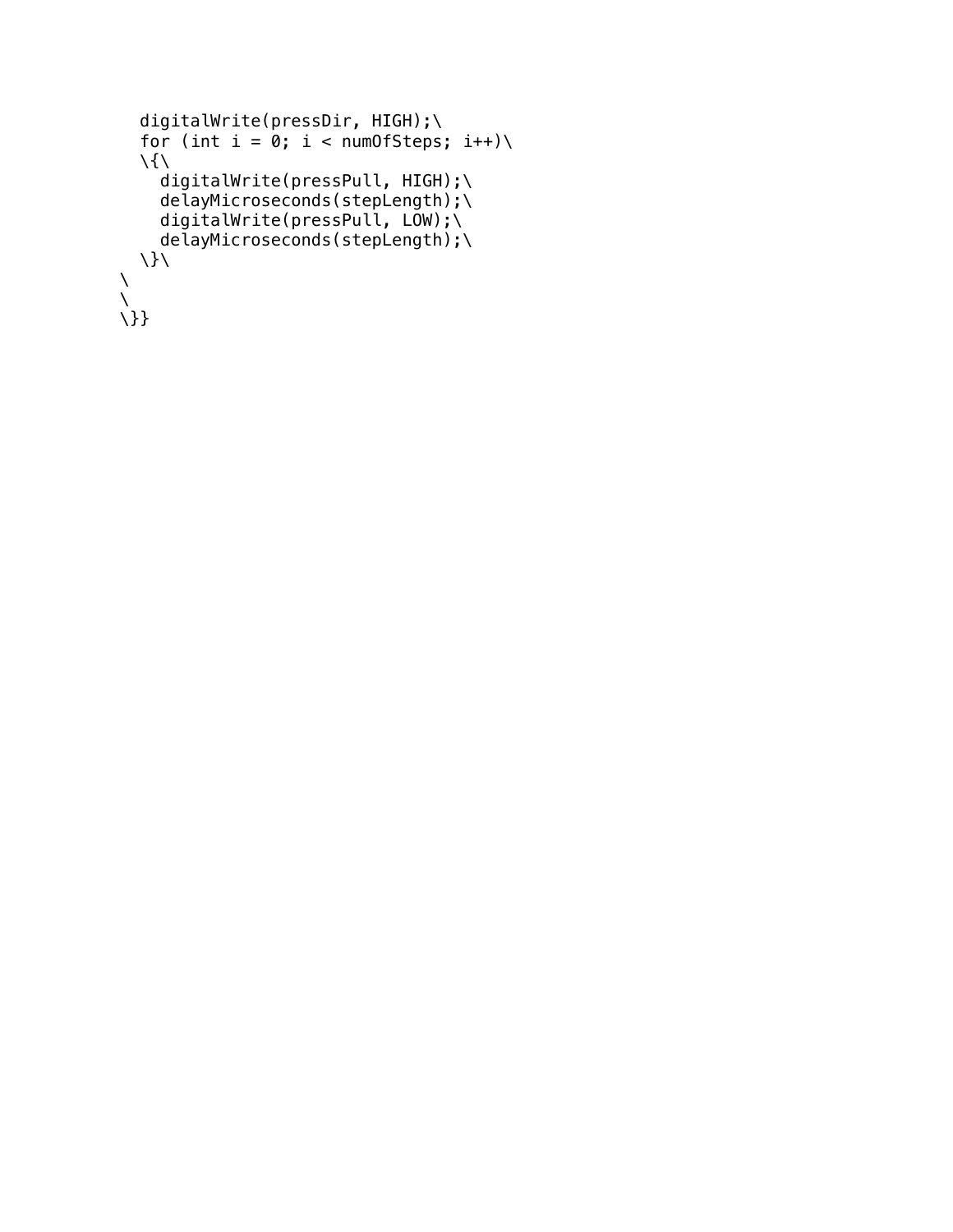```
  digitalWrite(pressDir, HIGH);\
  for (int i = 0; i < numOfSteps; i++)\
  \{\
    digitalWrite(pressPull, HIGH);\
    delayMicroseconds(stepLength);\
    digitalWrite(pressPull, LOW);\
    delayMicroseconds(stepLength);\
  \}\
\
\
\}}
```